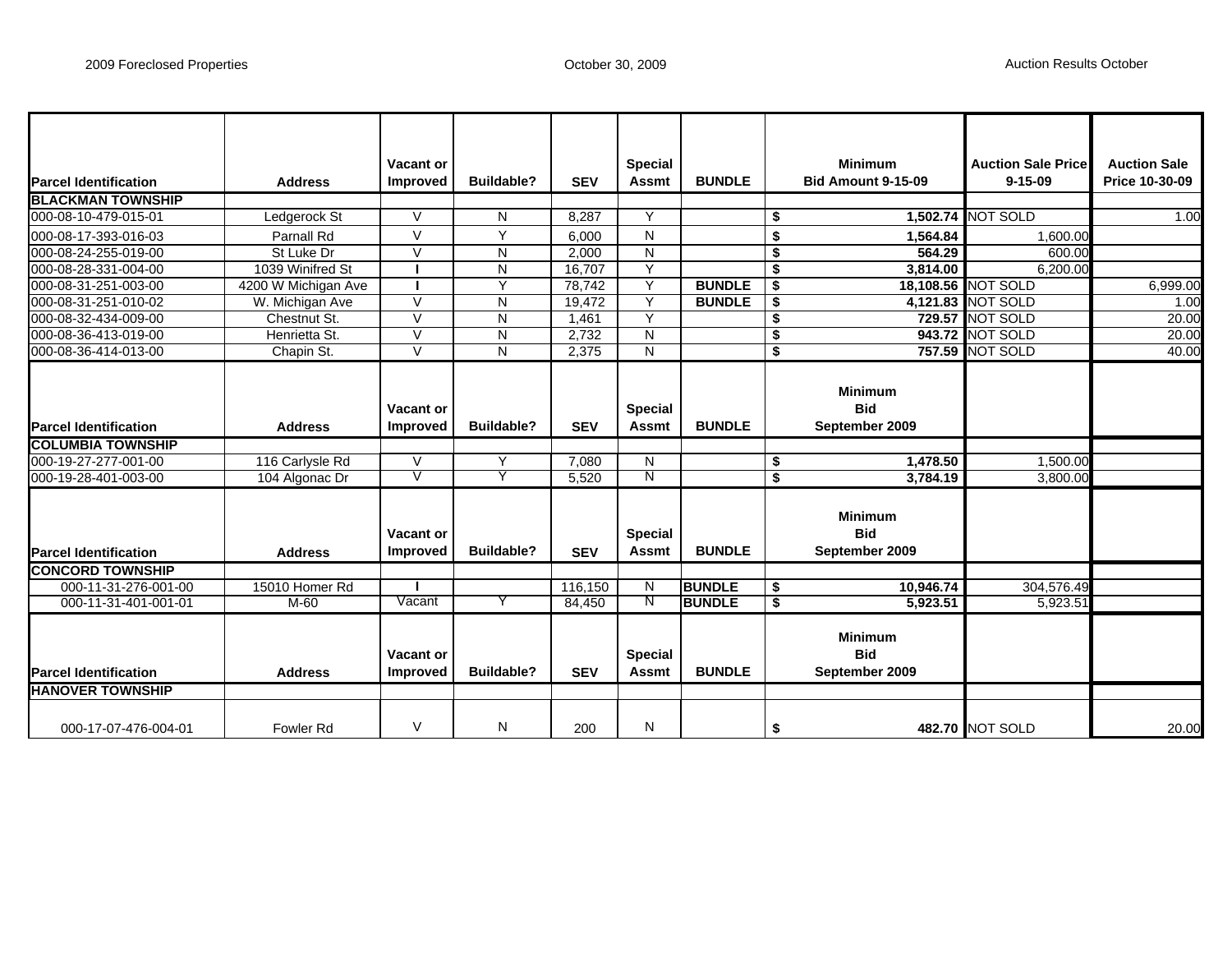2009 Foreclosed Properties

October 30, 2009

Auction Results October

| Parcel Identification | Address | Vacant or Improved | Buildable? | SEV | Special Assmt | BUNDLE | Minimum Bid Amount 9-15-09 | Auction Sale Price 9-15-09 | Auction Sale Price 10-30-09 |
|---|---|---|---|---|---|---|---|---|---|
| **BLACKMAN TOWNSHIP** | | | | | | | | | |
| 000-08-10-479-015-01 | Ledgerock St | V | N | 8,287 | Y | | $ 1,502.74 | NOT SOLD | 1.00 |
| 000-08-17-393-016-03 | Parnall Rd | V | Y | 6,000 | N | | $ 1,564.84 | 1,600.00 | |
| 000-08-24-255-019-00 | St Luke Dr | V | N | 2,000 | N | | $ 564.29 | 600.00 | |
| 000-08-28-331-004-00 | 1039 Winifred St | I | N | 16,707 | Y | | $ 3,814.00 | 6,200.00 | |
| 000-08-31-251-003-00 | 4200 W Michigan Ave | I | Y | 78,742 | Y | BUNDLE | $ 18,108.56 | NOT SOLD | 6,999.00 |
| 000-08-31-251-010-02 | W. Michigan Ave | V | N | 19,472 | Y | BUNDLE | $ 4,121.83 | NOT SOLD | 1.00 |
| 000-08-32-434-009-00 | Chestnut St. | V | N | 1,461 | Y | | $ 729.57 | NOT SOLD | 20.00 |
| 000-08-36-413-019-00 | Henrietta St. | V | N | 2,732 | N | | $ 943.72 | NOT SOLD | 20.00 |
| 000-08-36-414-013-00 | Chapin St. | V | N | 2,375 | N | | $ 757.59 | NOT SOLD | 40.00 |
| **Parcel Identification** | **Address** | **Vacant or Improved** | **Buildable?** | **SEV** | **Special Assmt** | **BUNDLE** | **Minimum Bid September 2009** | | |
| **COLUMBIA TOWNSHIP** | | | | | | | | | |
| 000-19-27-277-001-00 | 116 Carlysle Rd | V | Y | 7,080 | N | | $ 1,478.50 | 1,500.00 | |
| 000-19-28-401-003-00 | 104 Algonac Dr | V | Y | 5,520 | N | | $ 3,784.19 | 3,800.00 | |
| **Parcel Identification** | **Address** | **Vacant or Improved** | **Buildable?** | **SEV** | **Special Assmt** | **BUNDLE** | **Minimum Bid September 2009** | | |
| **CONCORD TOWNSHIP** | | | | | | | | | |
| 000-11-31-276-001-00 | 15010 Homer Rd | I | | 116,150 | N | BUNDLE | $ 10,946.74 | 304,576.49 | |
| 000-11-31-401-001-01 | M-60 | Vacant | Y | 84,450 | N | BUNDLE | $ 5,923.51 | 5,923.51 | |
| **Parcel Identification** | **Address** | **Vacant or Improved** | **Buildable?** | **SEV** | **Special Assmt** | **BUNDLE** | **Minimum Bid September 2009** | | |
| **HANOVER TOWNSHIP** | | | | | | | | | |
| 000-17-07-476-004-01 | Fowler Rd | V | N | 200 | N | | $ 482.70 | NOT SOLD | 20.00 |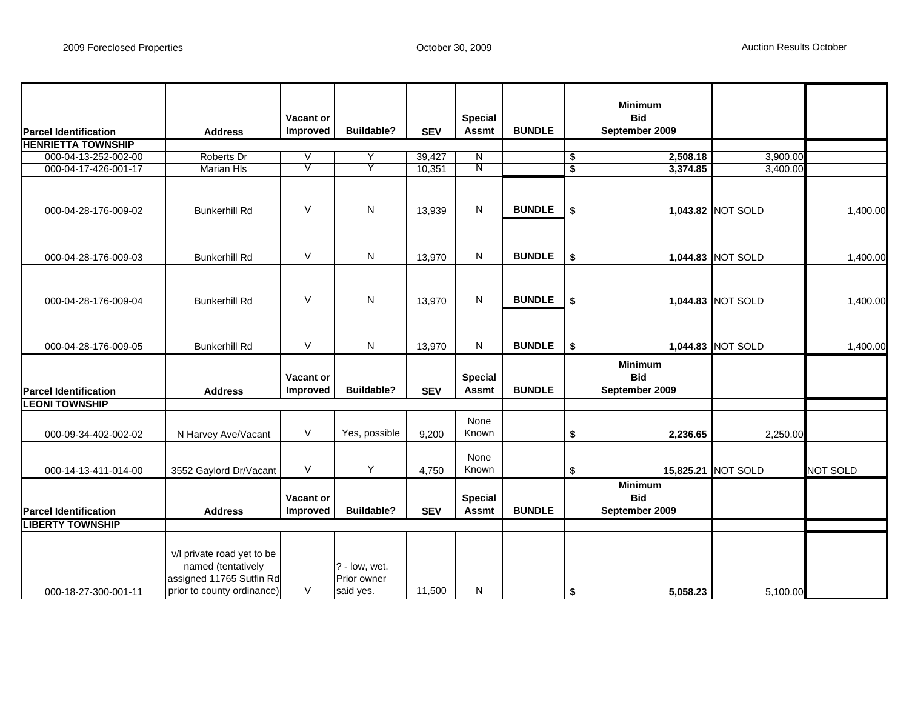2009 Foreclosed Properties — October 30, 2009 — Auction Results October

| Parcel Identification | Address | Vacant or Improved | Buildable? | SEV | Special Assmt | BUNDLE | Minimum Bid September 2009 | | |
|---|---|---|---|---|---|---|---|---|---|
| **HENRIETTA TOWNSHIP** | | | | | | | | | |
| 000-04-13-252-002-00 | Roberts Dr | V | Y | 39,427 | N | | $ **2,508.18** | 3,900.00 | |
| 000-04-17-426-001-17 | Marian Hls | V | Y | 10,351 | N | | $ **3,374.85** | 3,400.00 | |
| 000-04-28-176-009-02 | Bunkerhill Rd | V | N | 13,939 | N | **BUNDLE** | $ **1,043.82** | NOT SOLD | 1,400.00 |
| 000-04-28-176-009-03 | Bunkerhill Rd | V | N | 13,970 | N | **BUNDLE** | $ **1,044.83** | NOT SOLD | 1,400.00 |
| 000-04-28-176-009-04 | Bunkerhill Rd | V | N | 13,970 | N | **BUNDLE** | $ **1,044.83** | NOT SOLD | 1,400.00 |
| 000-04-28-176-009-05 | Bunkerhill Rd | V | N | 13,970 | N | **BUNDLE** | $ **1,044.83** | NOT SOLD | 1,400.00 |
| **Parcel Identification** | **Address** | **Vacant or Improved** | **Buildable?** | **SEV** | **Special Assmt** | **BUNDLE** | **Minimum Bid September 2009** | | |
| **LEONI TOWNSHIP** | | | | | | | | | |
| 000-09-34-402-002-02 | N Harvey Ave/Vacant | V | Yes, possible | 9,200 | None Known | | $ **2,236.65** | 2,250.00 | |
| 000-14-13-411-014-00 | 3552 Gaylord Dr/Vacant | V | Y | 4,750 | None Known | | $ **15,825.21** | NOT SOLD | NOT SOLD |
| **Parcel Identification** | **Address** | **Vacant or Improved** | **Buildable?** | **SEV** | **Special Assmt** | **BUNDLE** | **Minimum Bid September 2009** | | |
| **LIBERTY TOWNSHIP** | | | | | | | | | |
| 000-18-27-300-001-11 | v/l private road yet to be named (tentatively assigned 11765 Sutfin Rd prior to county ordinance) | V | ? - low, wet. Prior owner said yes. | 11,500 | N | | $ **5,058.23** | 5,100.00 | |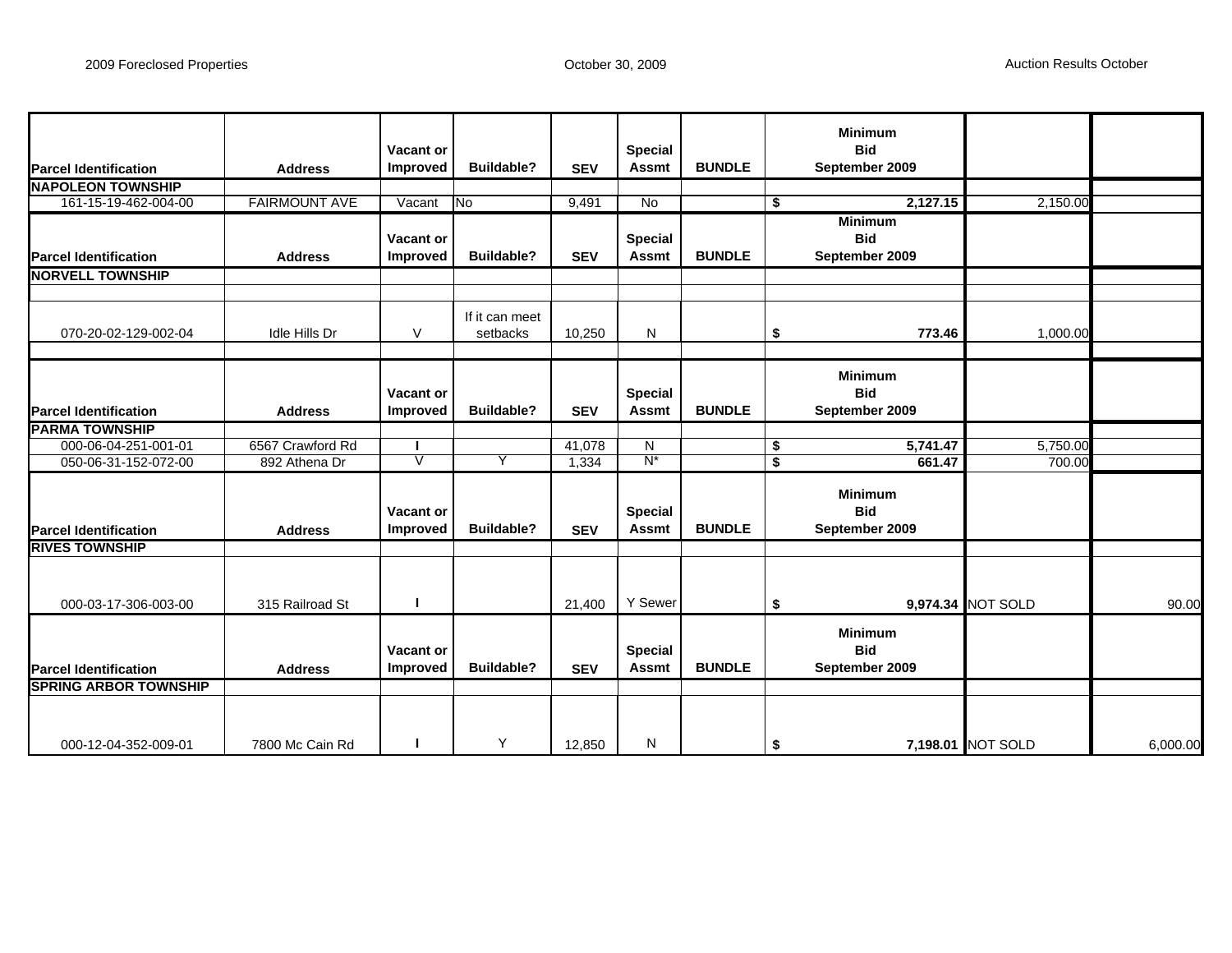2009 Foreclosed Properties — October 30, 2009 — Auction Results October

| Parcel Identification | Address | Vacant or Improved | Buildable? | SEV | Special Assmt | BUNDLE | Minimum Bid September 2009 | | |
|---|---|---|---|---|---|---|---|---|---|
| **NAPOLEON TOWNSHIP** | | | | | | | | | |
| 161-15-19-462-004-00 | FAIRMOUNT AVE | Vacant | No | 9,491 | No | | $ **2,127.15** | 2,150.00 | |
| **Parcel Identification** | **Address** | **Vacant or Improved** | **Buildable?** | **SEV** | **Special Assmt** | **BUNDLE** | **Minimum Bid September 2009** | | |
| **NORVELL TOWNSHIP** | | | | | | | | | |
| 070-20-02-129-002-04 | Idle Hills Dr | V | If it can meet setbacks | 10,250 | N | | $ **773.46** | 1,000.00 | |
| **Parcel Identification** | **Address** | **Vacant or Improved** | **Buildable?** | **SEV** | **Special Assmt** | **BUNDLE** | **Minimum Bid September 2009** | | |
| **PARMA TOWNSHIP** | | | | | | | | | |
| 000-06-04-251-001-01 | 6567 Crawford Rd | I | | 41,078 | N | | $ **5,741.47** | 5,750.00 | |
| 050-06-31-152-072-00 | 892 Athena Dr | V | Y | 1,334 | N* | | $ **661.47** | 700.00 | |
| **Parcel Identification** | **Address** | **Vacant or Improved** | **Buildable?** | **SEV** | **Special Assmt** | **BUNDLE** | **Minimum Bid September 2009** | | |
| **RIVES TOWNSHIP** | | | | | | | | | |
| 000-03-17-306-003-00 | 315 Railroad St | I | | 21,400 | Y Sewer | | $ **9,974.34** | NOT SOLD | 90.00 |
| **Parcel Identification** | **Address** | **Vacant or Improved** | **Buildable?** | **SEV** | **Special Assmt** | **BUNDLE** | **Minimum Bid September 2009** | | |
| **SPRING ARBOR TOWNSHIP** | | | | | | | | | |
| 000-12-04-352-009-01 | 7800 Mc Cain Rd | I | Y | 12,850 | N | | $ **7,198.01** | NOT SOLD | 6,000.00 |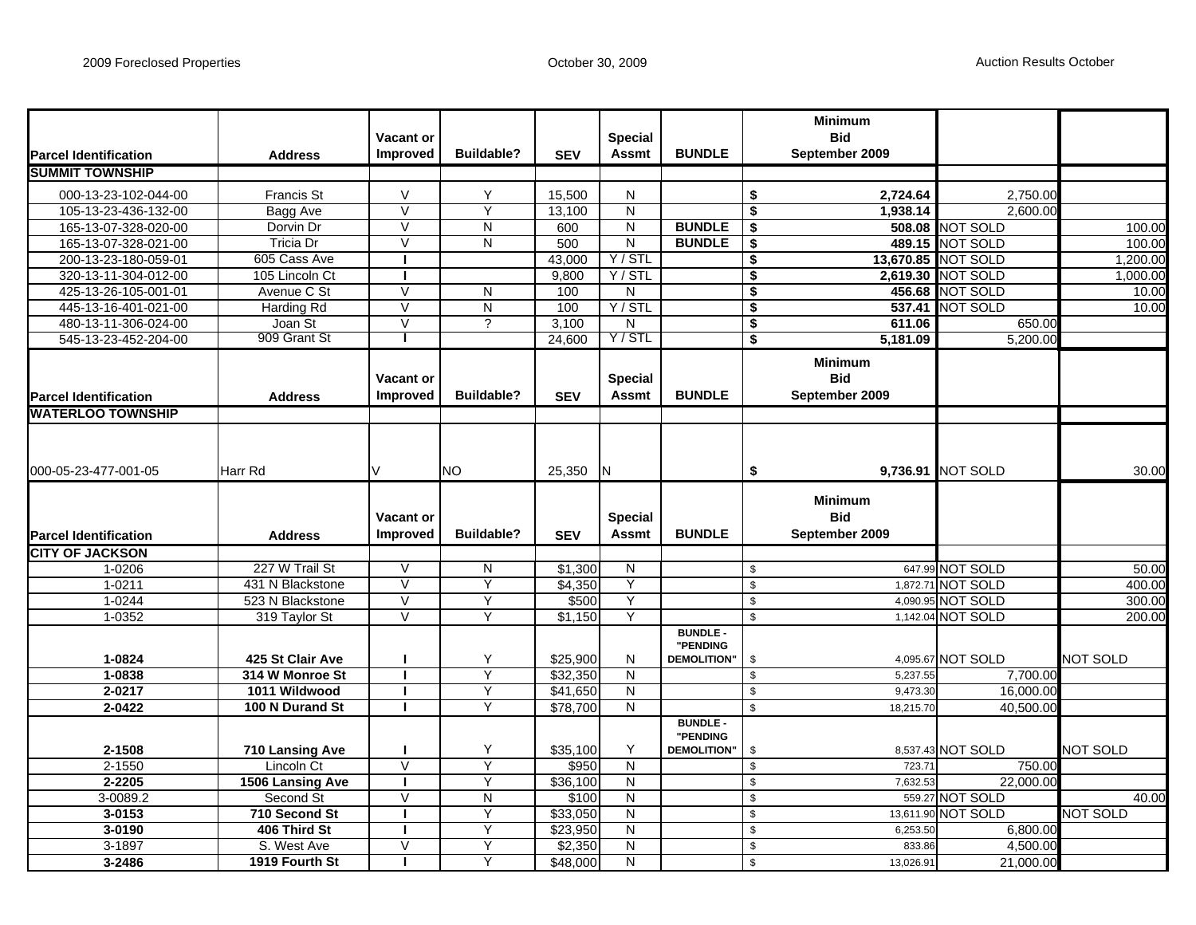2009 Foreclosed Properties

October 30, 2009

Auction Results October

| Parcel Identification | Address | Vacant or Improved | Buildable? | SEV | Special Assmt | BUNDLE | Minimum Bid September 2009 | | |
|---|---|---|---|---|---|---|---|---|---|
| **SUMMIT TOWNSHIP** | | | | | | | | | |
| 000-13-23-102-044-00 | Francis St | V | Y | 15,500 | N | | $ 2,724.64 | 2,750.00 | |
| 105-13-23-436-132-00 | Bagg Ave | V | Y | 13,100 | N | | $ 1,938.14 | 2,600.00 | |
| 165-13-07-328-020-00 | Dorvin Dr | V | N | 600 | N | **BUNDLE** | $ 508.08 | NOT SOLD | 100.00 |
| 165-13-07-328-021-00 | Tricia Dr | V | N | 500 | N | **BUNDLE** | $ 489.15 | NOT SOLD | 100.00 |
| 200-13-23-180-059-01 | 605 Cass Ave | I | | 43,000 | Y / STL | | $ 13,670.85 | NOT SOLD | 1,200.00 |
| 320-13-11-304-012-00 | 105 Lincoln Ct | I | | 9,800 | Y / STL | | $ 2,619.30 | NOT SOLD | 1,000.00 |
| 425-13-26-105-001-01 | Avenue C St | V | N | 100 | N | | $ 456.68 | NOT SOLD | 10.00 |
| 445-13-16-401-021-00 | Harding Rd | V | N | 100 | Y / STL | | $ 537.41 | NOT SOLD | 10.00 |
| 480-13-11-306-024-00 | Joan St | V | ? | 3,100 | N | | $ 611.06 | 650.00 | |
| 545-13-23-452-204-00 | 909 Grant St | I | | 24,600 | Y / STL | | $ 5,181.09 | 5,200.00 | |

| Parcel Identification | Address | Vacant or Improved | Buildable? | SEV | Special Assmt | BUNDLE | Minimum Bid September 2009 | | |
|---|---|---|---|---|---|---|---|---|---|
| **WATERLOO TOWNSHIP** | | | | | | | | | |
| 000-05-23-477-001-05 | Harr Rd | V | NO | 25,350 | N | | $ 9,736.91 | NOT SOLD | 30.00 |

| Parcel Identification | Address | Vacant or Improved | Buildable? | SEV | Special Assmt | BUNDLE | Minimum Bid September 2009 | | |
|---|---|---|---|---|---|---|---|---|---|
| **CITY OF JACKSON** | | | | | | | | | |
| 1-0206 | 227 W Trail St | V | N | $1,300 | N | | $ 647.99 | NOT SOLD | 50.00 |
| 1-0211 | 431 N Blackstone | V | Y | $4,350 | Y | | $ 1,872.71 | NOT SOLD | 400.00 |
| 1-0244 | 523 N Blackstone | V | Y | $500 | Y | | $ 4,090.95 | NOT SOLD | 300.00 |
| 1-0352 | 319 Taylor St | V | Y | $1,150 | Y | | $ 1,142.04 | NOT SOLD | 200.00 |
| **1-0824** | **425 St Clair Ave** | **I** | Y | $25,900 | N | **BUNDLE - "PENDING DEMOLITION"** | $ 4,095.67 | NOT SOLD | NOT SOLD |
| **1-0838** | **314 W Monroe St** | **I** | Y | $32,350 | N | | $ 5,237.55 | 7,700.00 | |
| **2-0217** | **1011 Wildwood** | **I** | Y | $41,650 | N | | $ 9,473.30 | 16,000.00 | |
| **2-0422** | **100 N Durand St** | **I** | Y | $78,700 | N | | $ 18,215.70 | 40,500.00 | |
| **2-1508** | **710 Lansing Ave** | **I** | Y | $35,100 | Y | **BUNDLE - "PENDING DEMOLITION"** | $ 8,537.43 | NOT SOLD | NOT SOLD |
| 2-1550 | Lincoln Ct | V | Y | $950 | N | | $ 723.71 | 750.00 | |
| **2-2205** | **1506 Lansing Ave** | **I** | Y | $36,100 | N | | $ 7,632.53 | 22,000.00 | |
| 3-0089.2 | Second St | V | N | $100 | N | | $ 559.27 | NOT SOLD | 40.00 |
| **3-0153** | **710 Second St** | **I** | Y | $33,050 | N | | $ 13,611.90 | NOT SOLD | NOT SOLD |
| **3-0190** | **406 Third St** | **I** | Y | $23,950 | N | | $ 6,253.50 | 6,800.00 | |
| 3-1897 | S. West Ave | V | Y | $2,350 | N | | $ 833.86 | 4,500.00 | |
| **3-2486** | **1919 Fourth St** | **I** | Y | $48,000 | N | | $ 13,026.91 | 21,000.00 | |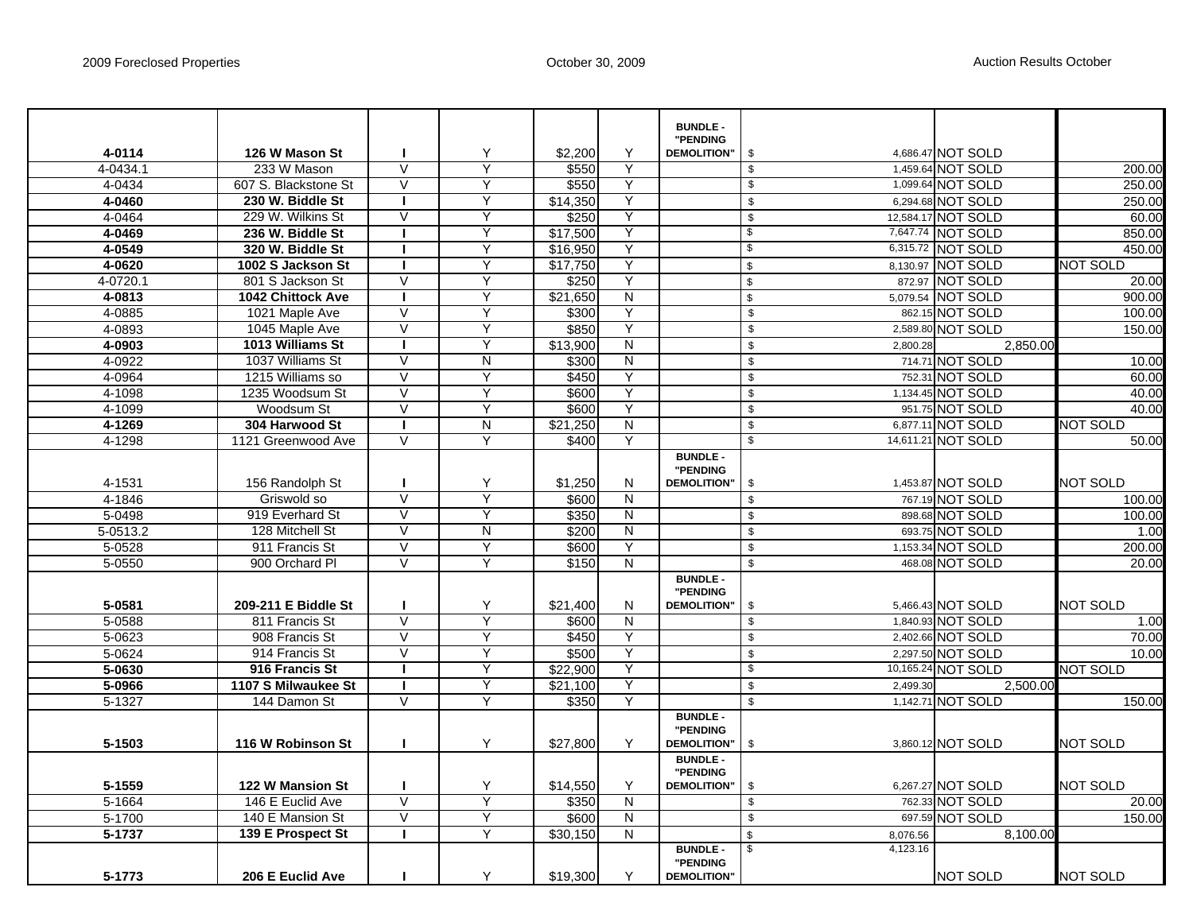2009 Foreclosed Properties    October 30, 2009    Auction Results October

| | | | | | | | | | |
|---|---|---|---|---|---|---|---|---|---|
| **4-0114** | **126 W Mason St** | **I** | Y | $2,200 | Y | **BUNDLE - "PENDING DEMOLITION"** | $ 4,686.47 | NOT SOLD | |
| 4-0434.1 | 233 W Mason | V | Y | $550 | Y | | $ 1,459.64 | NOT SOLD | 200.00 |
| 4-0434 | 607 S. Blackstone St | V | Y | $550 | Y | | $ 1,099.64 | NOT SOLD | 250.00 |
| **4-0460** | **230 W. Biddle St** | **I** | Y | $14,350 | Y | | $ 6,294.68 | NOT SOLD | 250.00 |
| 4-0464 | 229 W. Wilkins St | V | Y | $250 | Y | | $ 12,584.17 | NOT SOLD | 60.00 |
| **4-0469** | **236 W. Biddle St** | **I** | Y | $17,500 | Y | | $ 7,647.74 | NOT SOLD | 850.00 |
| **4-0549** | **320 W. Biddle St** | **I** | Y | $16,950 | Y | | $ 6,315.72 | NOT SOLD | 450.00 |
| **4-0620** | **1002 S Jackson St** | **I** | Y | $17,750 | Y | | $ 8,130.97 | NOT SOLD | NOT SOLD |
| 4-0720.1 | 801 S Jackson St | V | Y | $250 | Y | | $ 872.97 | NOT SOLD | 20.00 |
| **4-0813** | **1042 Chittock Ave** | **I** | Y | $21,650 | N | | $ 5,079.54 | NOT SOLD | 900.00 |
| 4-0885 | 1021 Maple Ave | V | Y | $300 | Y | | $ 862.15 | NOT SOLD | 100.00 |
| 4-0893 | 1045 Maple Ave | V | Y | $850 | Y | | $ 2,589.80 | NOT SOLD | 150.00 |
| **4-0903** | **1013 Williams St** | **I** | Y | $13,900 | N | | $ 2,800.28 | 2,850.00 | |
| 4-0922 | 1037 Williams St | V | N | $300 | N | | $ 714.71 | NOT SOLD | 10.00 |
| 4-0964 | 1215 Williams so | V | Y | $450 | Y | | $ 752.31 | NOT SOLD | 60.00 |
| 4-1098 | 1235 Woodsum St | V | Y | $600 | Y | | $ 1,134.45 | NOT SOLD | 40.00 |
| 4-1099 | Woodsum St | V | Y | $600 | Y | | $ 951.75 | NOT SOLD | 40.00 |
| **4-1269** | **304 Harwood St** | **I** | N | $21,250 | N | | $ 6,877.11 | NOT SOLD | NOT SOLD |
| 4-1298 | 1121 Greenwood Ave | V | Y | $400 | Y | | $ 14,611.21 | NOT SOLD | 50.00 |
| 4-1531 | 156 Randolph St | **I** | Y | $1,250 | N | **BUNDLE - "PENDING DEMOLITION"** | $ 1,453.87 | NOT SOLD | NOT SOLD |
| 4-1846 | Griswold so | V | Y | $600 | N | | $ 767.19 | NOT SOLD | 100.00 |
| 5-0498 | 919 Everhard St | V | Y | $350 | N | | $ 898.68 | NOT SOLD | 100.00 |
| 5-0513.2 | 128 Mitchell St | V | N | $200 | N | | $ 693.75 | NOT SOLD | 1.00 |
| 5-0528 | 911 Francis St | V | Y | $600 | Y | | $ 1,153.34 | NOT SOLD | 200.00 |
| 5-0550 | 900 Orchard Pl | V | Y | $150 | N | | $ 468.08 | NOT SOLD | 20.00 |
| **5-0581** | **209-211 E Biddle St** | **I** | Y | $21,400 | N | **BUNDLE - "PENDING DEMOLITION"** | $ 5,466.43 | NOT SOLD | NOT SOLD |
| 5-0588 | 811 Francis St | V | Y | $600 | N | | $ 1,840.93 | NOT SOLD | 1.00 |
| 5-0623 | 908 Francis St | V | Y | $450 | Y | | $ 2,402.66 | NOT SOLD | 70.00 |
| 5-0624 | 914 Francis St | V | Y | $500 | Y | | $ 2,297.50 | NOT SOLD | 10.00 |
| **5-0630** | **916 Francis St** | **I** | Y | $22,900 | Y | | $ 10,165.24 | NOT SOLD | NOT SOLD |
| **5-0966** | **1107 S Milwaukee St** | **I** | Y | $21,100 | Y | | $ 2,499.30 | 2,500.00 | |
| 5-1327 | 144 Damon St | V | Y | $350 | Y | | $ 1,142.71 | NOT SOLD | 150.00 |
| **5-1503** | **116 W Robinson St** | **I** | Y | $27,800 | Y | **BUNDLE - "PENDING DEMOLITION"** | $ 3,860.12 | NOT SOLD | NOT SOLD |
| **5-1559** | **122 W Mansion St** | **I** | Y | $14,550 | Y | **BUNDLE - "PENDING DEMOLITION"** | $ 6,267.27 | NOT SOLD | NOT SOLD |
| 5-1664 | 146 E Euclid Ave | V | Y | $350 | N | | $ 762.33 | NOT SOLD | 20.00 |
| 5-1700 | 140 E Mansion St | V | Y | $600 | N | | $ 697.59 | NOT SOLD | 150.00 |
| **5-1737** | **139 E Prospect St** | **I** | Y | $30,150 | N | | $ 8,076.56 | 8,100.00 | |
| **5-1773** | **206 E Euclid Ave** | **I** | Y | $19,300 | Y | **BUNDLE - "PENDING DEMOLITION"** | $ 4,123.16 | NOT SOLD | NOT SOLD |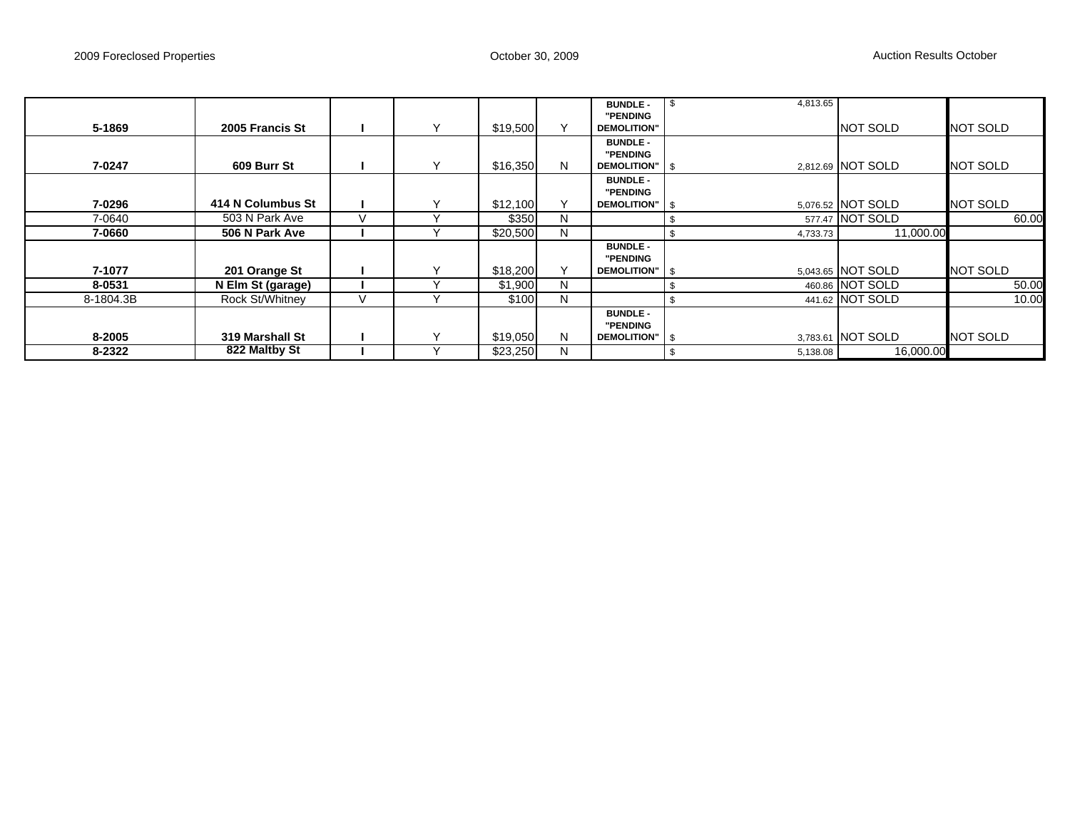| | | | | | | | | | |
|---|---|---|---|---|---|---|---|---|---|
| **5-1869** | **2005 Francis St** | **I** | Y | $19,500 | Y | **BUNDLE - "PENDING DEMOLITION"** | $ 4,813.65 | NOT SOLD | NOT SOLD |
| **7-0247** | **609 Burr St** | **I** | Y | $16,350 | N | **BUNDLE - "PENDING DEMOLITION"** | $ 2,812.69 | NOT SOLD | NOT SOLD |
| **7-0296** | **414 N Columbus St** | **I** | Y | $12,100 | Y | **BUNDLE - "PENDING DEMOLITION"** | $ 5,076.52 | NOT SOLD | NOT SOLD |
| 7-0640 | 503 N Park Ave | V | Y | $350 | N | | $ 577.47 | NOT SOLD | 60.00 |
| **7-0660** | **506 N Park Ave** | **I** | Y | $20,500 | N | | $ 4,733.73 | 11,000.00 | |
| **7-1077** | **201 Orange St** | **I** | Y | $18,200 | Y | **BUNDLE - "PENDING DEMOLITION"** | $ 5,043.65 | NOT SOLD | NOT SOLD |
| **8-0531** | **N Elm St (garage)** | **I** | Y | $1,900 | N | | $ 460.86 | NOT SOLD | 50.00 |
| 8-1804.3B | Rock St/Whitney | V | Y | $100 | N | | $ 441.62 | NOT SOLD | 10.00 |
| **8-2005** | **319 Marshall St** | **I** | Y | $19,050 | N | **BUNDLE - "PENDING DEMOLITION"** | $ 3,783.61 | NOT SOLD | NOT SOLD |
| **8-2322** | **822 Maltby St** | **I** | Y | $23,250 | N | | $ 5,138.08 | 16,000.00 | |